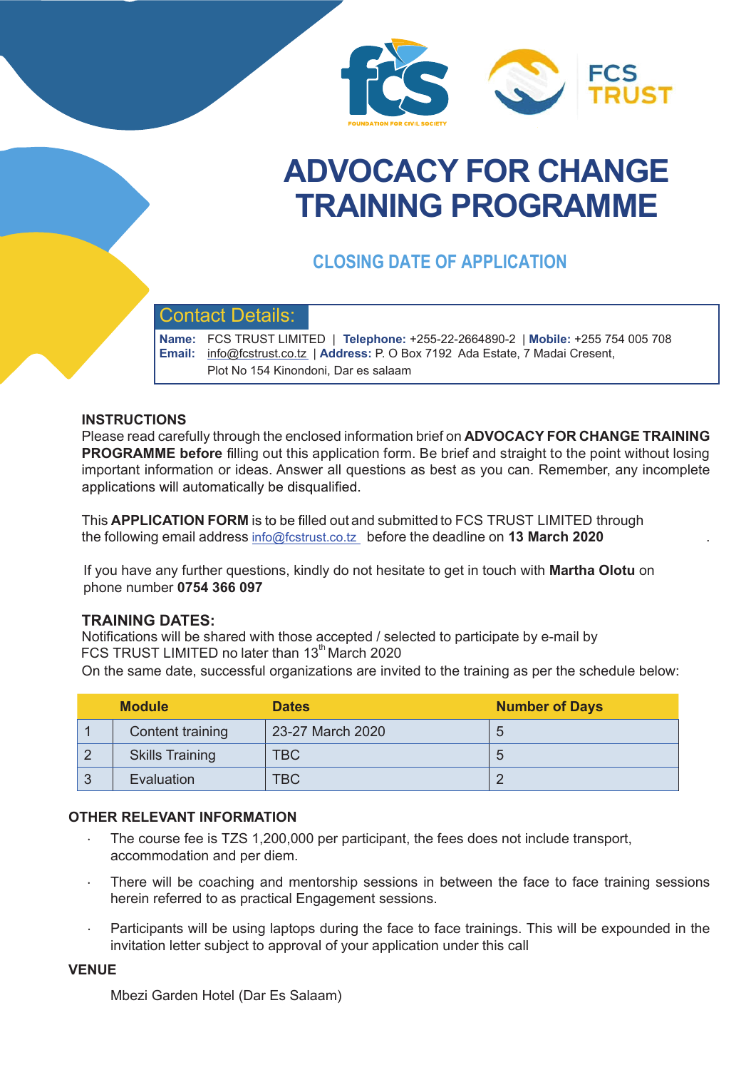# ADVOCACY FOR CHANGE TRAINING PROGRAMME

## CLOSING DATE OF APPLICATION

### Contact Details:

**Name:** FCS TRUST LIMITED | **Telephone:** +255-22-2664890-2 | **Mobile:** +255 754 005 708
**Email:** info@fcstrust.co.tz | **Address:** P. O Box 7192 Ada Estate, 7 Madai Cresent, Plot No 154 Kinondoni, Dar es salaam

### INSTRUCTIONS

Please read carefully through the enclosed information brief on **ADVOCACY FOR CHANGE TRAINING PROGRAMME before** filling out this application form. Be brief and straight to the point without losing important information or ideas. Answer all questions as best as you can. Remember, any incomplete applications will automatically be disqualified.

This **APPLICATION FORM** is to be filled out and submitted to FCS TRUST LIMITED through the following email address info@fcstrust.co.tz before the deadline on **13 March 2020**.

If you have any further questions, kindly do not hesitate to get in touch with **Martha Olotu** on phone number **0754 366 097**

### TRAINING DATES:

Notifications will be shared with those accepted / selected to participate by e-mail by FCS TRUST LIMITED no later than 13th March 2020
On the same date, successful organizations are invited to the training as per the schedule below:

| | Module | Dates | Number of Days |
|---|---|---|---|
| 1 | Content training | 23-27 March 2020 | 5 |
| 2 | Skills Training | TBC | 5 |
| 3 | Evaluation | TBC | 2 |

### OTHER RELEVANT INFORMATION

- The course fee is TZS 1,200,000 per participant, the fees does not include transport, accommodation and per diem.
- There will be coaching and mentorship sessions in between the face to face training sessions herein referred to as practical Engagement sessions.
- Participants will be using laptops during the face to face trainings. This will be expounded in the invitation letter subject to approval of your application under this call

### VENUE

Mbezi Garden Hotel (Dar Es Salaam)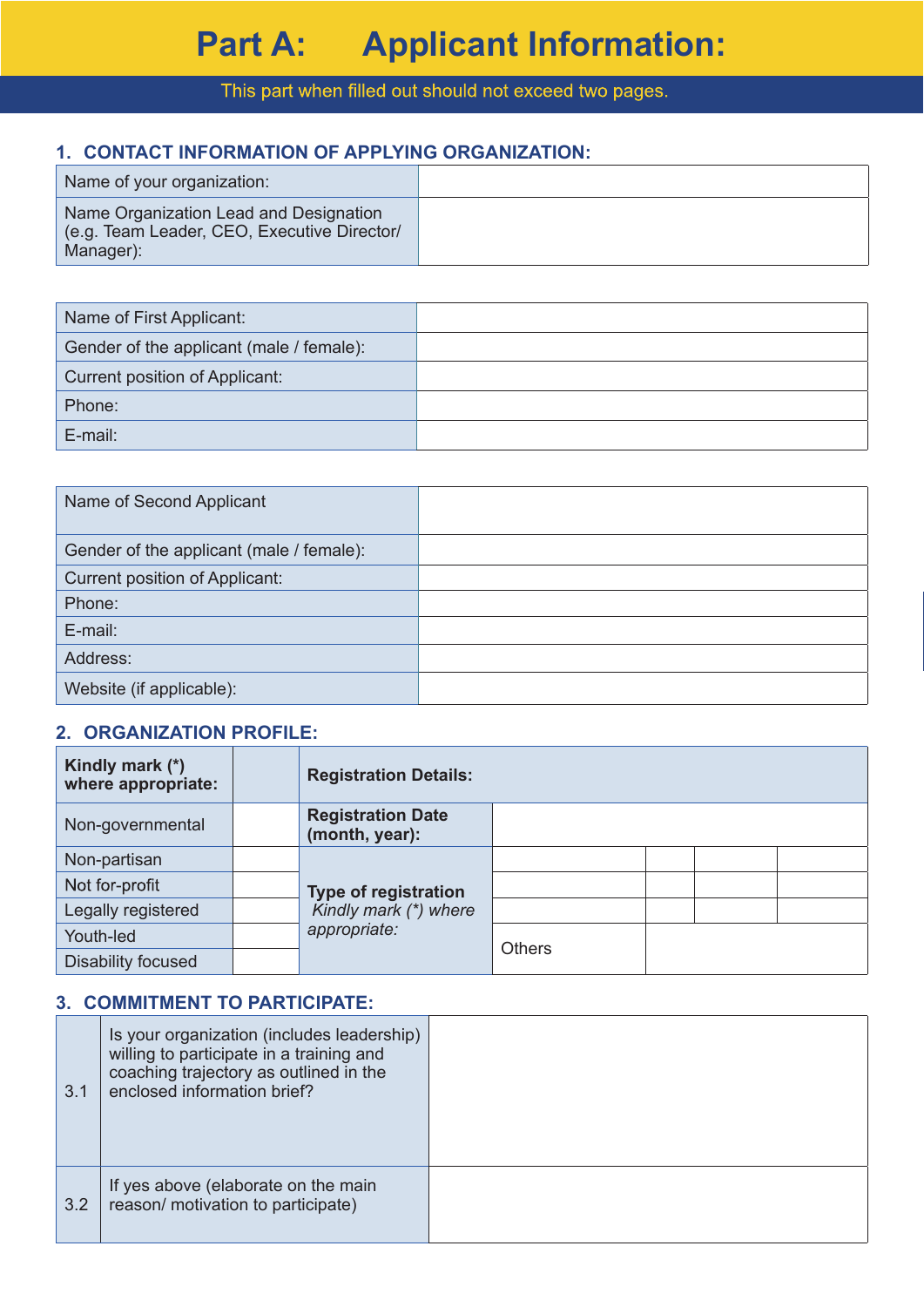# Part A: Applicant Information:

This part when filled out should not exceed two pages.

## 1. CONTACT INFORMATION OF APPLYING ORGANIZATION:

| | |
|---|---|
| Name of your organization: | |
| Name Organization Lead and Designation (e.g. Team Leader, CEO, Executive Director/ Manager): | |

| | |
|---|---|
| Name of First Applicant: | |
| Gender of the applicant (male / female): | |
| Current position of Applicant: | |
| Phone: | |
| E-mail: | |

| | |
|---|---|
| Name of Second Applicant | |
| Gender of the applicant (male / female): | |
| Current position of Applicant: | |
| Phone: | |
| E-mail: | |
| Address: | |
| Website (if applicable): | |

## 2. ORGANIZATION PROFILE:

| **Kindly mark (*) where appropriate:** | | **Registration Details:** | | | | |
|---|---|---|---|---|---|---|
| Non-governmental | | **Registration Date (month, year):** | | | | |
| Non-partisan | | **Type of registration** *Kindly mark (*) where appropriate:* | | | | |
| Not for-profit | | | | | | |
| Legally registered | | | | | | |
| Youth-led | | | Others | | | |
| Disability focused | | | | | | |

## 3. COMMITMENT TO PARTICIPATE:

| | | |
|---|---|---|
| 3.1 | Is your organization (includes leadership) willing to participate in a training and coaching trajectory as outlined in the enclosed information brief? | |
| 3.2 | If yes above (elaborate on the main reason/ motivation to participate) | |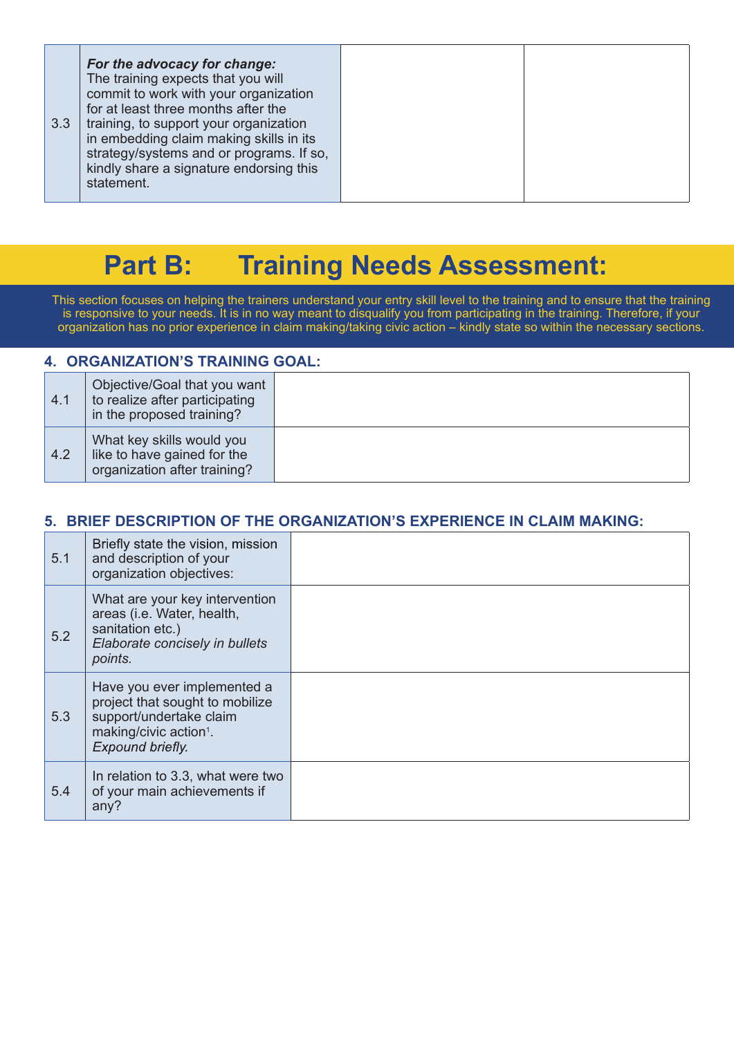| 3.3 | ***For the advocacy for change:***<br>The training expects that you will commit to work with your organization for at least three months after the training, to support your organization in embedding claim making skills in its strategy/systems and or programs. If so, kindly share a signature endorsing this statement. | | |
|---|---|---|---|

# Part B: Training Needs Assessment:

This section focuses on helping the trainers understand your entry skill level to the training and to ensure that the training is responsive to your needs. It is in no way meant to disqualify you from participating in the training. Therefore, if your organization has no prior experience in claim making/taking civic action – kindly state so within the necessary sections.

### 4. ORGANIZATION'S TRAINING GOAL:

| 4.1 | Objective/Goal that you want to realize after participating in the proposed training? | |
|---|---|---|
| 4.2 | What key skills would you like to have gained for the organization after training? | |

### 5. BRIEF DESCRIPTION OF THE ORGANIZATION'S EXPERIENCE IN CLAIM MAKING:

| 5.1 | Briefly state the vision, mission and description of your organization objectives: | |
|---|---|---|
| 5.2 | What are your key intervention areas (i.e. Water, health, sanitation etc.)<br>*Elaborate concisely in bullets points.* | |
| 5.3 | Have you ever implemented a project that sought to mobilize support/undertake claim making/civic action[1].<br>*Expound briefly.* | |
| 5.4 | In relation to 3.3, what were two of your main achievements if any? | |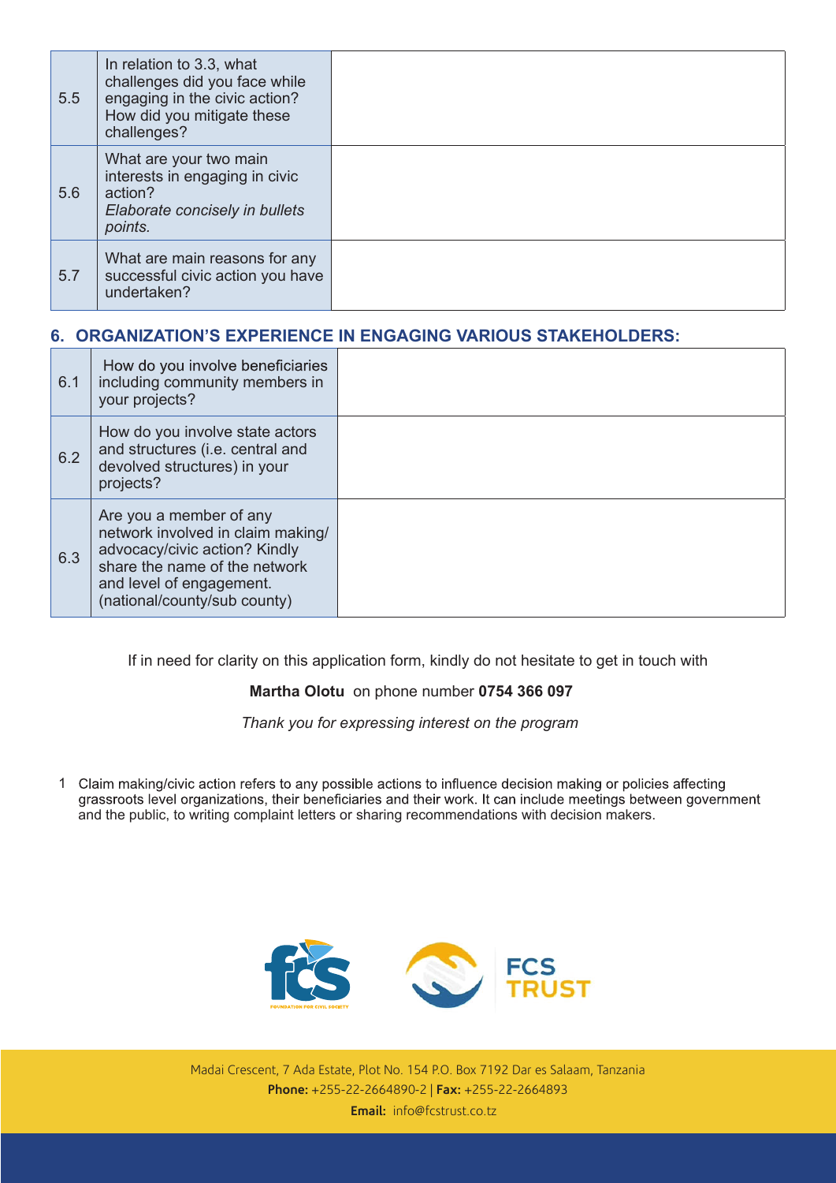| | | |
|---|---|---|
| 5.5 | In relation to 3.3, what challenges did you face while engaging in the civic action? How did you mitigate these challenges? | |
| 5.6 | What are your two main interests in engaging in civic action? *Elaborate concisely in bullets points.* | |
| 5.7 | What are main reasons for any successful civic action you have undertaken? | |

## 6. ORGANIZATION'S EXPERIENCE IN ENGAGING VARIOUS STAKEHOLDERS:

| | | |
|---|---|---|
| 6.1 | How do you involve beneficiaries including community members in your projects? | |
| 6.2 | How do you involve state actors and structures (i.e. central and devolved structures) in your projects? | |
| 6.3 | Are you a member of any network involved in claim making/ advocacy/civic action? Kindly share the name of the network and level of engagement. (national/county/sub county) | |

If in need for clarity on this application form, kindly do not hesitate to get in touch with

**Martha Olotu** on phone number **0754 366 097**

*Thank you for expressing interest on the program*

1 Claim making/civic action refers to any possible actions to influence decision making or policies affecting grassroots level organizations, their beneficiaries and their work. It can include meetings between government and the public, to writing complaint letters or sharing recommendations with decision makers.

fcs FOUNDATION FOR CIVIL SOCIETY

FCS TRUST

Madai Crescent, 7 Ada Estate, Plot No. 154 P.O. Box 7192 Dar es Salaam, Tanzania
**Phone:** +255-22-2664890-2 | **Fax:** +255-22-2664893
**Email:** info@fcstrust.co.tz